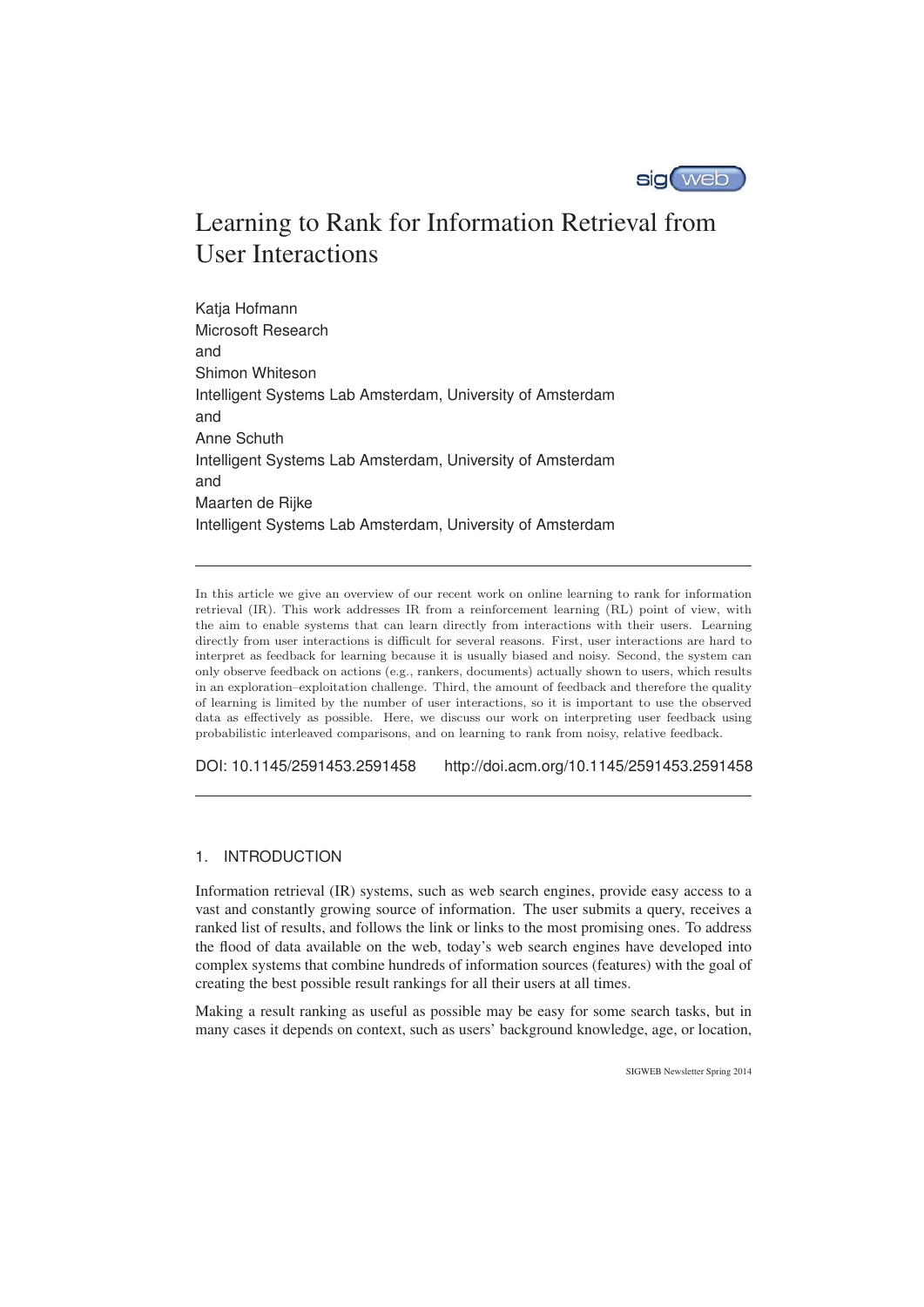# Learning to Rank for Information Retrieval from User Interactions

Katja Hofmann
Microsoft Research
and
Shimon Whiteson
Intelligent Systems Lab Amsterdam, University of Amsterdam
and
Anne Schuth
Intelligent Systems Lab Amsterdam, University of Amsterdam
and
Maarten de Rijke
Intelligent Systems Lab Amsterdam, University of Amsterdam

---

In this article we give an overview of our recent work on online learning to rank for information retrieval (IR). This work addresses IR from a reinforcement learning (RL) point of view, with the aim to enable systems that can learn directly from interactions with their users. Learning directly from user interactions is difficult for several reasons. First, user interactions are hard to interpret as feedback for learning because it is usually biased and noisy. Second, the system can only observe feedback on actions (e.g., rankers, documents) actually shown to users, which results in an exploration–exploitation challenge. Third, the amount of feedback and therefore the quality of learning is limited by the number of user interactions, so it is important to use the observed data as effectively as possible. Here, we discuss our work on interpreting user feedback using probabilistic interleaved comparisons, and on learning to rank from noisy, relative feedback.

DOI: 10.1145/2591453.2591458 http://doi.acm.org/10.1145/2591453.2591458

---

## 1. INTRODUCTION

Information retrieval (IR) systems, such as web search engines, provide easy access to a vast and constantly growing source of information. The user submits a query, receives a ranked list of results, and follows the link or links to the most promising ones. To address the flood of data available on the web, today's web search engines have developed into complex systems that combine hundreds of information sources (features) with the goal of creating the best possible result rankings for all their users at all times.

Making a result ranking as useful as possible may be easy for some search tasks, but in many cases it depends on context, such as users' background knowledge, age, or location,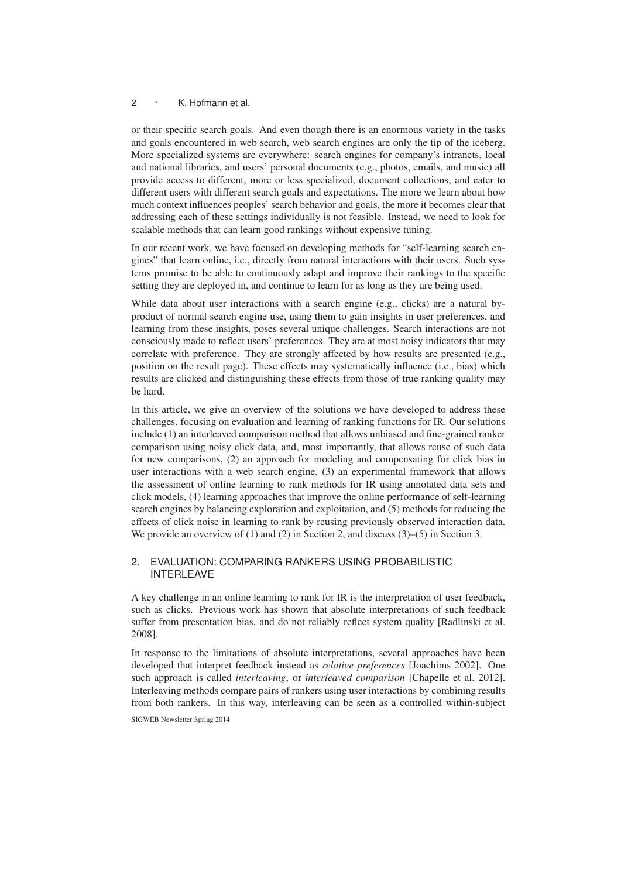or their specific search goals. And even though there is an enormous variety in the tasks and goals encountered in web search, web search engines are only the tip of the iceberg. More specialized systems are everywhere: search engines for company's intranets, local and national libraries, and users' personal documents (e.g., photos, emails, and music) all provide access to different, more or less specialized, document collections, and cater to different users with different search goals and expectations. The more we learn about how much context influences peoples' search behavior and goals, the more it becomes clear that addressing each of these settings individually is not feasible. Instead, we need to look for scalable methods that can learn good rankings without expensive tuning.

In our recent work, we have focused on developing methods for "self-learning search engines" that learn online, i.e., directly from natural interactions with their users. Such systems promise to be able to continuously adapt and improve their rankings to the specific setting they are deployed in, and continue to learn for as long as they are being used.

While data about user interactions with a search engine (e.g., clicks) are a natural by-product of normal search engine use, using them to gain insights in user preferences, and learning from these insights, poses several unique challenges. Search interactions are not consciously made to reflect users' preferences. They are at most noisy indicators that may correlate with preference. They are strongly affected by how results are presented (e.g., position on the result page). These effects may systematically influence (i.e., bias) which results are clicked and distinguishing these effects from those of true ranking quality may be hard.

In this article, we give an overview of the solutions we have developed to address these challenges, focusing on evaluation and learning of ranking functions for IR. Our solutions include (1) an interleaved comparison method that allows unbiased and fine-grained ranker comparison using noisy click data, and, most importantly, that allows reuse of such data for new comparisons, (2) an approach for modeling and compensating for click bias in user interactions with a web search engine, (3) an experimental framework that allows the assessment of online learning to rank methods for IR using annotated data sets and click models, (4) learning approaches that improve the online performance of self-learning search engines by balancing exploration and exploitation, and (5) methods for reducing the effects of click noise in learning to rank by reusing previously observed interaction data. We provide an overview of (1) and (2) in Section 2, and discuss (3)–(5) in Section 3.

## 2. EVALUATION: COMPARING RANKERS USING PROBABILISTIC INTERLEAVE

A key challenge in an online learning to rank for IR is the interpretation of user feedback, such as clicks. Previous work has shown that absolute interpretations of such feedback suffer from presentation bias, and do not reliably reflect system quality [Radlinski et al. 2008].

In response to the limitations of absolute interpretations, several approaches have been developed that interpret feedback instead as *relative preferences* [Joachims 2002]. One such approach is called *interleaving*, or *interleaved comparison* [Chapelle et al. 2012]. Interleaving methods compare pairs of rankers using user interactions by combining results from both rankers. In this way, interleaving can be seen as a controlled within-subject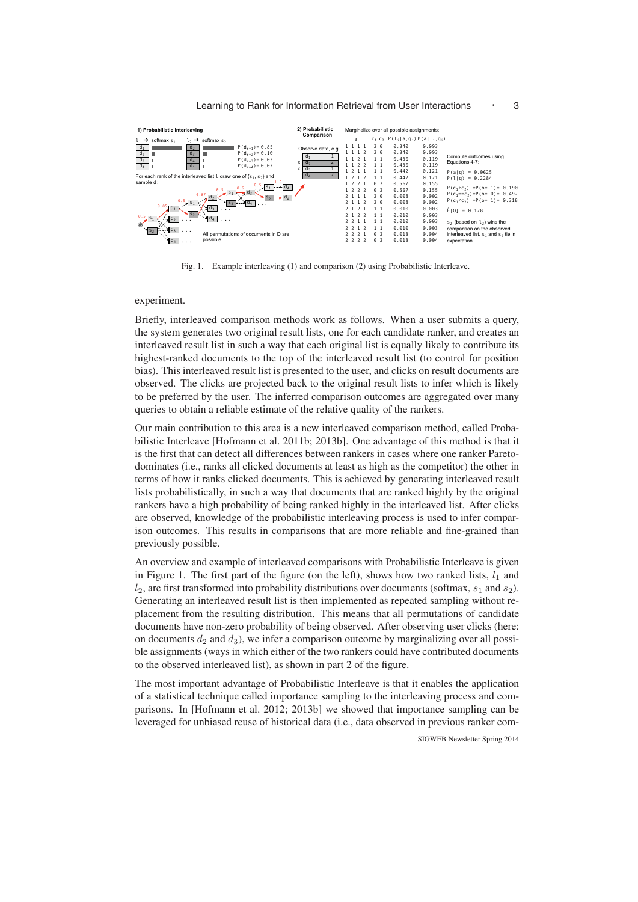Fig. 1. Example interleaving (1) and comparison (2) using Probabilistic Interleave.

experiment.

Briefly, interleaved comparison methods work as follows. When a user submits a query, the system generates two original result lists, one for each candidate ranker, and creates an interleaved result list in such a way that each original list is equally likely to contribute its highest-ranked documents to the top of the interleaved result list (to control for position bias). This interleaved result list is presented to the user, and clicks on result documents are observed. The clicks are projected back to the original result lists to infer which is likely to be preferred by the user. The inferred comparison outcomes are aggregated over many queries to obtain a reliable estimate of the relative quality of the rankers.

Our main contribution to this area is a new interleaved comparison method, called Probabilistic Interleave [Hofmann et al. 2011b; 2013b]. One advantage of this method is that it is the first that can detect all differences between rankers in cases where one ranker Pareto-dominates (i.e., ranks all clicked documents at least as high as the competitor) the other in terms of how it ranks clicked documents. This is achieved by generating interleaved result lists probabilistically, in such a way that documents that are ranked highly by the original rankers have a high probability of being ranked highly in the interleaved list. After clicks are observed, knowledge of the probabilistic interleaving process is used to infer comparison outcomes. This results in comparisons that are more reliable and fine-grained than previously possible.

An overview and example of interleaved comparisons with Probabilistic Interleave is given in Figure 1. The first part of the figure (on the left), shows how two ranked lists, $l_1$ and $l_2$, are first transformed into probability distributions over documents (softmax, $s_1$ and $s_2$). Generating an interleaved result list is then implemented as repeated sampling without replacement from the resulting distribution. This means that all permutations of candidate documents have non-zero probability of being observed. After observing user clicks (here: on documents $d_2$ and $d_3$), we infer a comparison outcome by marginalizing over all possible assignments (ways in which either of the two rankers could have contributed documents to the observed interleaved list), as shown in part 2 of the figure.

The most important advantage of Probabilistic Interleave is that it enables the application of a statistical technique called importance sampling to the interleaving process and comparisons. In [Hofmann et al. 2012; 2013b] we showed that importance sampling can be leveraged for unbiased reuse of historical data (i.e., data observed in previous ranker com-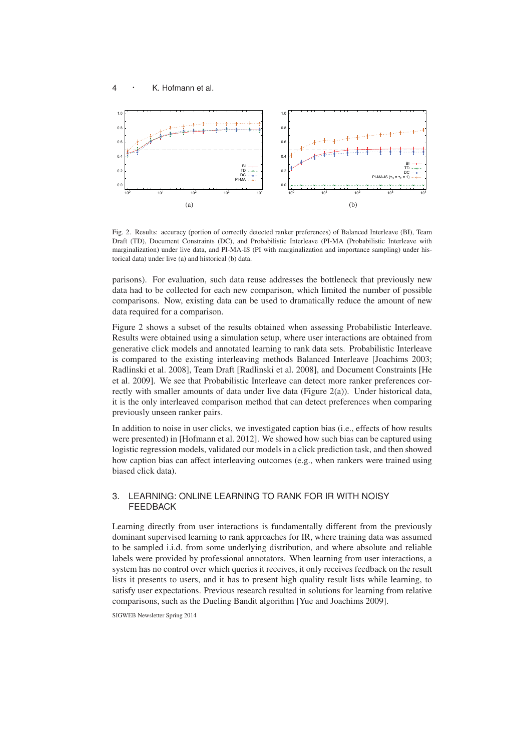Fig. 2. Results: accuracy (portion of correctly detected ranker preferences) of Balanced Interleave (BI), Team Draft (TD), Document Constraints (DC), and Probabilistic Interleave (PI-MA (Probabilistic Interleave with marginalization) under live data, and PI-MA-IS (PI with marginalization and importance sampling) under historical data) under live (a) and historical (b) data.

parisons). For evaluation, such data reuse addresses the bottleneck that previously new data had to be collected for each new comparison, which limited the number of possible comparisons. Now, existing data can be used to dramatically reduce the amount of new data required for a comparison.

Figure 2 shows a subset of the results obtained when assessing Probabilistic Interleave. Results were obtained using a simulation setup, where user interactions are obtained from generative click models and annotated learning to rank data sets. Probabilistic Interleave is compared to the existing interleaving methods Balanced Interleave [Joachims 2003; Radlinski et al. 2008], Team Draft [Radlinski et al. 2008], and Document Constraints [He et al. 2009]. We see that Probabilistic Interleave can detect more ranker preferences correctly with smaller amounts of data under live data (Figure 2(a)). Under historical data, it is the only interleaved comparison method that can detect preferences when comparing previously unseen ranker pairs.

In addition to noise in user clicks, we investigated caption bias (i.e., effects of how results were presented) in [Hofmann et al. 2012]. We showed how such bias can be captured using logistic regression models, validated our models in a click prediction task, and then showed how caption bias can affect interleaving outcomes (e.g., when rankers were trained using biased click data).

## 3. LEARNING: ONLINE LEARNING TO RANK FOR IR WITH NOISY FEEDBACK

Learning directly from user interactions is fundamentally different from the previously dominant supervised learning to rank approaches for IR, where training data was assumed to be sampled i.i.d. from some underlying distribution, and where absolute and reliable labels were provided by professional annotators. When learning from user interactions, a system has no control over which queries it receives, it only receives feedback on the result lists it presents to users, and it has to present high quality result lists while learning, to satisfy user expectations. Previous research resulted in solutions for learning from relative comparisons, such as the Dueling Bandit algorithm [Yue and Joachims 2009].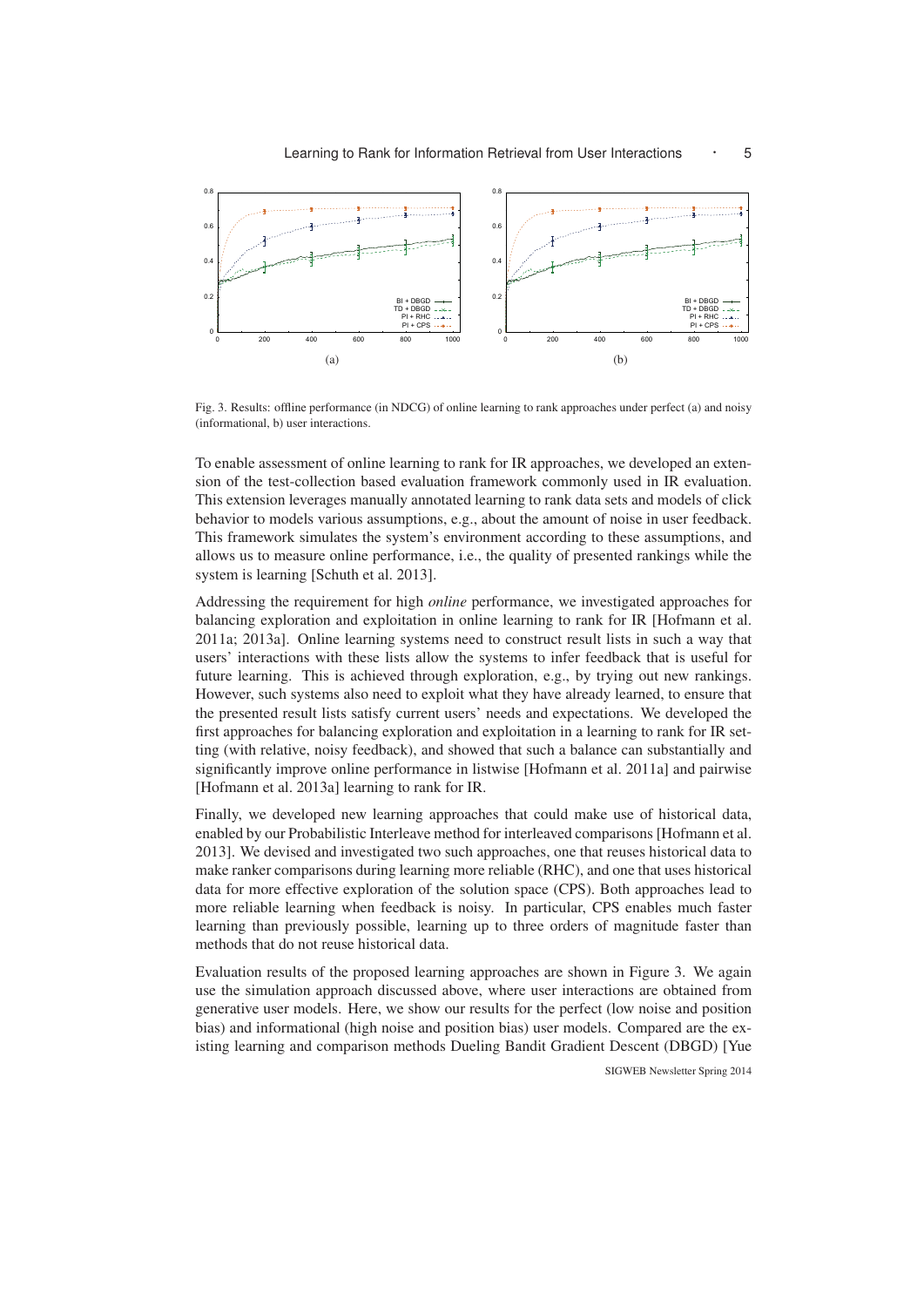Fig. 3. Results: offline performance (in NDCG) of online learning to rank approaches under perfect (a) and noisy (informational, b) user interactions.

To enable assessment of online learning to rank for IR approaches, we developed an extension of the test-collection based evaluation framework commonly used in IR evaluation. This extension leverages manually annotated learning to rank data sets and models of click behavior to models various assumptions, e.g., about the amount of noise in user feedback. This framework simulates the system's environment according to these assumptions, and allows us to measure online performance, i.e., the quality of presented rankings while the system is learning [Schuth et al. 2013].

Addressing the requirement for high *online* performance, we investigated approaches for balancing exploration and exploitation in online learning to rank for IR [Hofmann et al. 2011a; 2013a]. Online learning systems need to construct result lists in such a way that users' interactions with these lists allow the systems to infer feedback that is useful for future learning. This is achieved through exploration, e.g., by trying out new rankings. However, such systems also need to exploit what they have already learned, to ensure that the presented result lists satisfy current users' needs and expectations. We developed the first approaches for balancing exploration and exploitation in a learning to rank for IR setting (with relative, noisy feedback), and showed that such a balance can substantially and significantly improve online performance in listwise [Hofmann et al. 2011a] and pairwise [Hofmann et al. 2013a] learning to rank for IR.

Finally, we developed new learning approaches that could make use of historical data, enabled by our Probabilistic Interleave method for interleaved comparisons [Hofmann et al. 2013]. We devised and investigated two such approaches, one that reuses historical data to make ranker comparisons during learning more reliable (RHC), and one that uses historical data for more effective exploration of the solution space (CPS). Both approaches lead to more reliable learning when feedback is noisy. In particular, CPS enables much faster learning than previously possible, learning up to three orders of magnitude faster than methods that do not reuse historical data.

Evaluation results of the proposed learning approaches are shown in Figure 3. We again use the simulation approach discussed above, where user interactions are obtained from generative user models. Here, we show our results for the perfect (low noise and position bias) and informational (high noise and position bias) user models. Compared are the existing learning and comparison methods Dueling Bandit Gradient Descent (DBGD) [Yue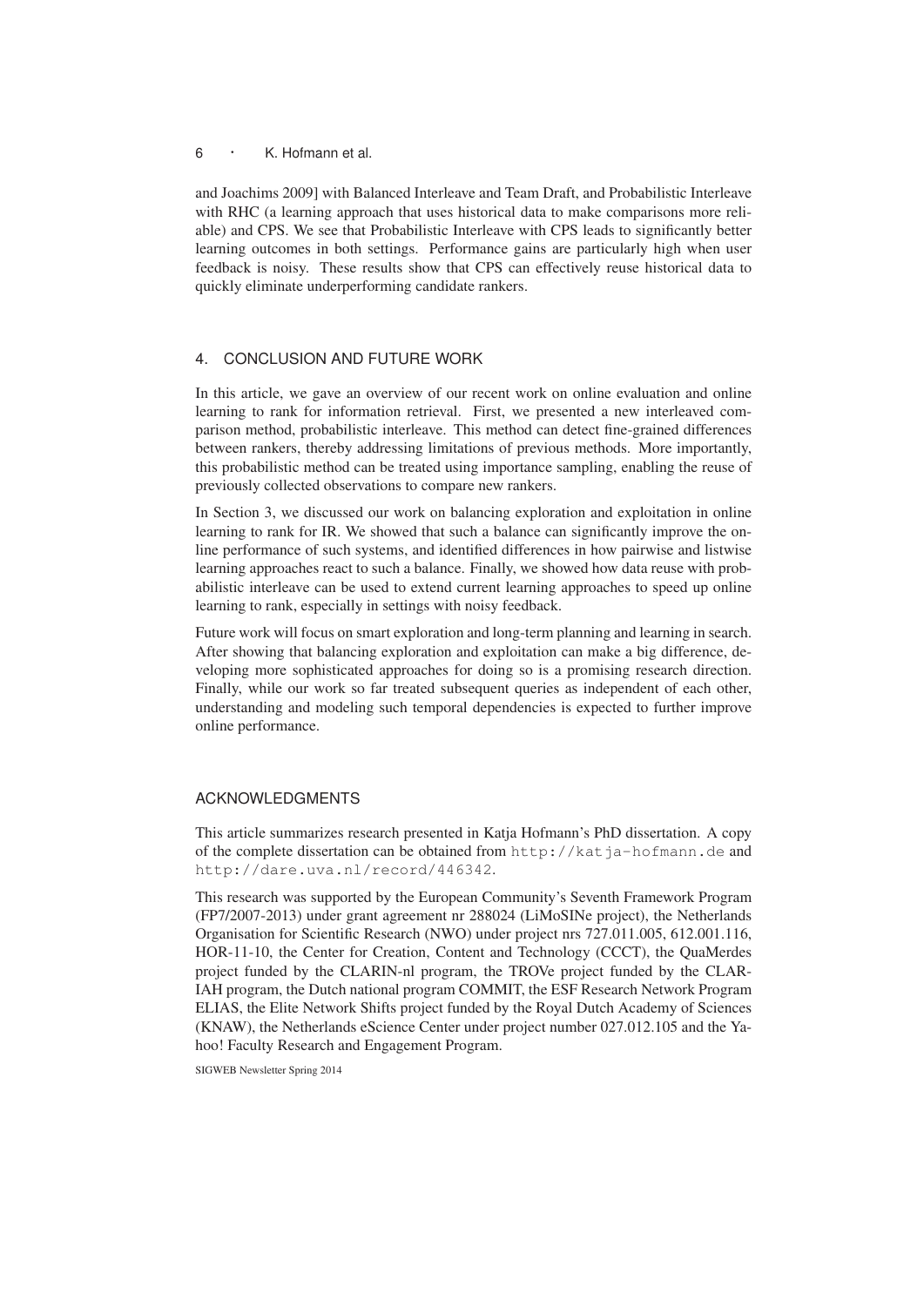and Joachims 2009] with Balanced Interleave and Team Draft, and Probabilistic Interleave with RHC (a learning approach that uses historical data to make comparisons more reliable) and CPS. We see that Probabilistic Interleave with CPS leads to significantly better learning outcomes in both settings. Performance gains are particularly high when user feedback is noisy. These results show that CPS can effectively reuse historical data to quickly eliminate underperforming candidate rankers.

## 4. CONCLUSION AND FUTURE WORK

In this article, we gave an overview of our recent work on online evaluation and online learning to rank for information retrieval. First, we presented a new interleaved comparison method, probabilistic interleave. This method can detect fine-grained differences between rankers, thereby addressing limitations of previous methods. More importantly, this probabilistic method can be treated using importance sampling, enabling the reuse of previously collected observations to compare new rankers.

In Section 3, we discussed our work on balancing exploration and exploitation in online learning to rank for IR. We showed that such a balance can significantly improve the online performance of such systems, and identified differences in how pairwise and listwise learning approaches react to such a balance. Finally, we showed how data reuse with probabilistic interleave can be used to extend current learning approaches to speed up online learning to rank, especially in settings with noisy feedback.

Future work will focus on smart exploration and long-term planning and learning in search. After showing that balancing exploration and exploitation can make a big difference, developing more sophisticated approaches for doing so is a promising research direction. Finally, while our work so far treated subsequent queries as independent of each other, understanding and modeling such temporal dependencies is expected to further improve online performance.

## ACKNOWLEDGMENTS

This article summarizes research presented in Katja Hofmann's PhD dissertation. A copy of the complete dissertation can be obtained from `http://katja-hofmann.de` and `http://dare.uva.nl/record/446342`.

This research was supported by the European Community's Seventh Framework Program (FP7/2007-2013) under grant agreement nr 288024 (LiMoSINe project), the Netherlands Organisation for Scientific Research (NWO) under project nrs 727.011.005, 612.001.116, HOR-11-10, the Center for Creation, Content and Technology (CCCT), the QuaMerdes project funded by the CLARIN-nl program, the TROVe project funded by the CLARIAH program, the Dutch national program COMMIT, the ESF Research Network Program ELIAS, the Elite Network Shifts project funded by the Royal Dutch Academy of Sciences (KNAW), the Netherlands eScience Center under project number 027.012.105 and the Yahoo! Faculty Research and Engagement Program.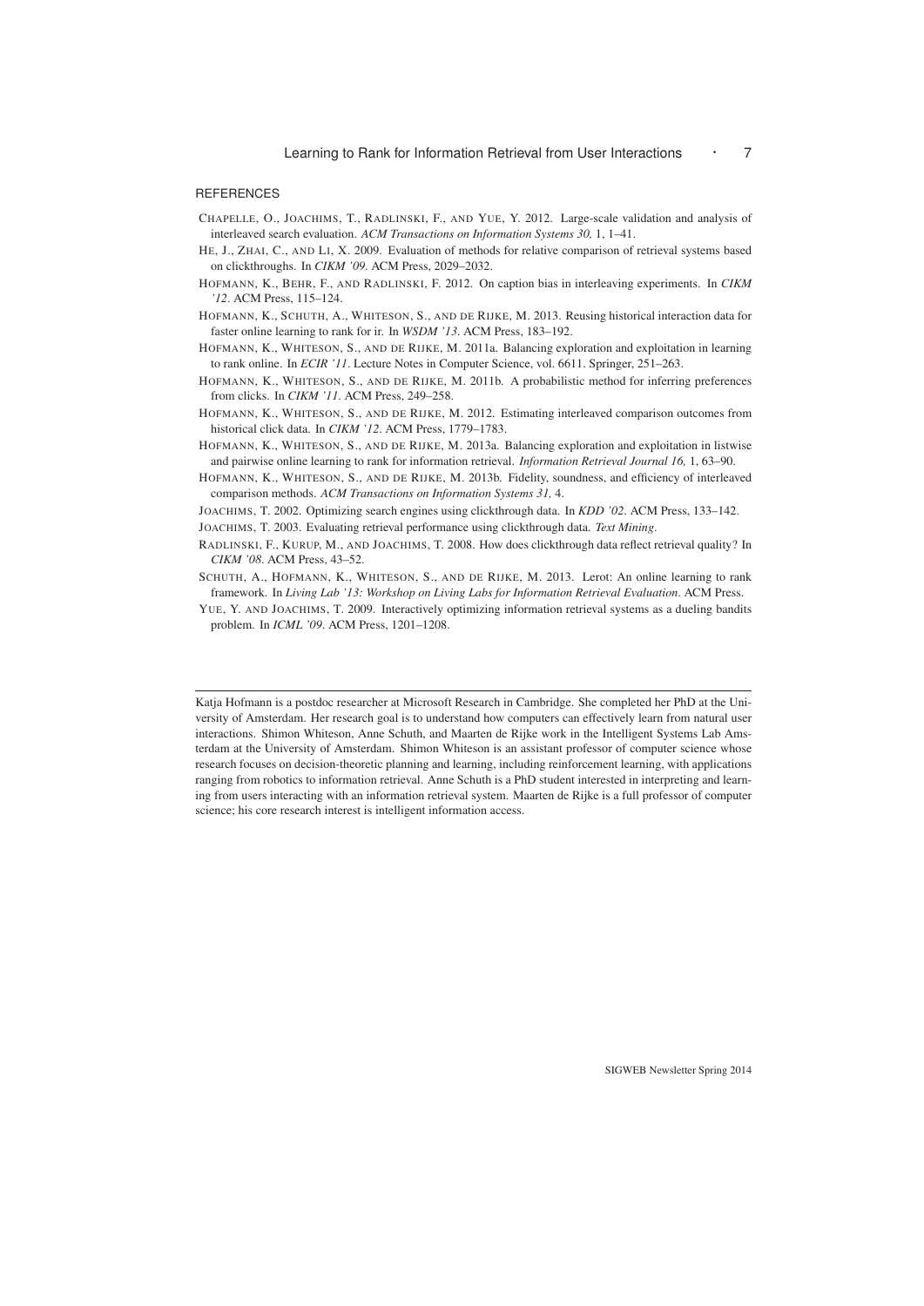## REFERENCES

CHAPELLE, O., JOACHIMS, T., RADLINSKI, F., AND YUE, Y. 2012. Large-scale validation and analysis of interleaved search evaluation. *ACM Transactions on Information Systems 30,* 1, 1–41.

HE, J., ZHAI, C., AND LI, X. 2009. Evaluation of methods for relative comparison of retrieval systems based on clickthroughs. In *CIKM '09*. ACM Press, 2029–2032.

HOFMANN, K., BEHR, F., AND RADLINSKI, F. 2012. On caption bias in interleaving experiments. In *CIKM '12*. ACM Press, 115–124.

HOFMANN, K., SCHUTH, A., WHITESON, S., AND DE RIJKE, M. 2013. Reusing historical interaction data for faster online learning to rank for ir. In *WSDM '13*. ACM Press, 183–192.

HOFMANN, K., WHITESON, S., AND DE RIJKE, M. 2011a. Balancing exploration and exploitation in learning to rank online. In *ECIR '11*. Lecture Notes in Computer Science, vol. 6611. Springer, 251–263.

HOFMANN, K., WHITESON, S., AND DE RIJKE, M. 2011b. A probabilistic method for inferring preferences from clicks. In *CIKM '11*. ACM Press, 249–258.

HOFMANN, K., WHITESON, S., AND DE RIJKE, M. 2012. Estimating interleaved comparison outcomes from historical click data. In *CIKM '12*. ACM Press, 1779–1783.

HOFMANN, K., WHITESON, S., AND DE RIJKE, M. 2013a. Balancing exploration and exploitation in listwise and pairwise online learning to rank for information retrieval. *Information Retrieval Journal 16,* 1, 63–90.

HOFMANN, K., WHITESON, S., AND DE RIJKE, M. 2013b. Fidelity, soundness, and efficiency of interleaved comparison methods. *ACM Transactions on Information Systems 31,* 4.

JOACHIMS, T. 2002. Optimizing search engines using clickthrough data. In *KDD '02*. ACM Press, 133–142.

JOACHIMS, T. 2003. Evaluating retrieval performance using clickthrough data. *Text Mining*.

RADLINSKI, F., KURUP, M., AND JOACHIMS, T. 2008. How does clickthrough data reflect retrieval quality? In *CIKM '08*. ACM Press, 43–52.

SCHUTH, A., HOFMANN, K., WHITESON, S., AND DE RIJKE, M. 2013. Lerot: An online learning to rank framework. In *Living Lab '13: Workshop on Living Labs for Information Retrieval Evaluation*. ACM Press.

YUE, Y. AND JOACHIMS, T. 2009. Interactively optimizing information retrieval systems as a dueling bandits problem. In *ICML '09*. ACM Press, 1201–1208.

---

Katja Hofmann is a postdoc researcher at Microsoft Research in Cambridge. She completed her PhD at the University of Amsterdam. Her research goal is to understand how computers can effectively learn from natural user interactions. Shimon Whiteson, Anne Schuth, and Maarten de Rijke work in the Intelligent Systems Lab Amsterdam at the University of Amsterdam. Shimon Whiteson is an assistant professor of computer science whose research focuses on decision-theoretic planning and learning, including reinforcement learning, with applications ranging from robotics to information retrieval. Anne Schuth is a PhD student interested in interpreting and learning from users interacting with an information retrieval system. Maarten de Rijke is a full professor of computer science; his core research interest is intelligent information access.